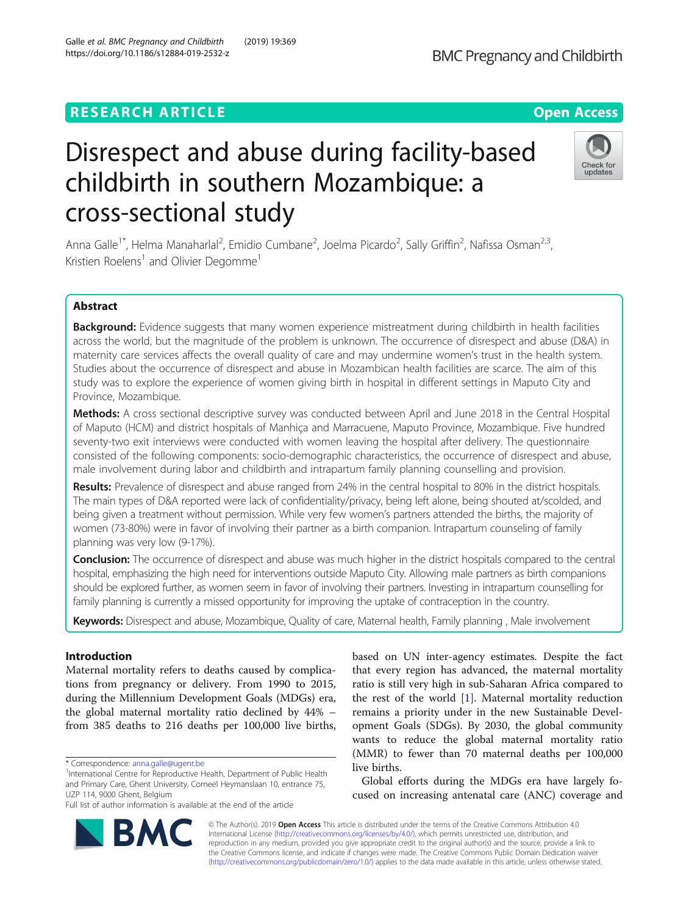RESEARCH ARTICLE

Open Access

# Disrespect and abuse during facility-based childbirth in southern Mozambique: a cross-sectional study

Anna Galle[1*], Helma Manaharlal[2], Emidio Cumbane[2], Joelma Picardo[2], Sally Griffin[2], Nafissa Osman[2,3], Kristien Roelens[1] and Olivier Degomme[1]

## Abstract

**Background:** Evidence suggests that many women experience mistreatment during childbirth in health facilities across the world, but the magnitude of the problem is unknown. The occurrence of disrespect and abuse (D&A) in maternity care services affects the overall quality of care and may undermine women's trust in the health system. Studies about the occurrence of disrespect and abuse in Mozambican health facilities are scarce. The aim of this study was to explore the experience of women giving birth in hospital in different settings in Maputo City and Province, Mozambique.

**Methods:** A cross sectional descriptive survey was conducted between April and June 2018 in the Central Hospital of Maputo (HCM) and district hospitals of Manhiça and Marracuene, Maputo Province, Mozambique. Five hundred seventy-two exit interviews were conducted with women leaving the hospital after delivery. The questionnaire consisted of the following components: socio-demographic characteristics, the occurrence of disrespect and abuse, male involvement during labor and childbirth and intrapartum family planning counselling and provision.

**Results:** Prevalence of disrespect and abuse ranged from 24% in the central hospital to 80% in the district hospitals. The main types of D&A reported were lack of confidentiality/privacy, being left alone, being shouted at/scolded, and being given a treatment without permission. While very few women's partners attended the births, the majority of women (73-80%) were in favor of involving their partner as a birth companion. Intrapartum counseling of family planning was very low (9-17%).

**Conclusion:** The occurrence of disrespect and abuse was much higher in the district hospitals compared to the central hospital, emphasizing the high need for interventions outside Maputo City. Allowing male partners as birth companions should be explored further, as women seem in favor of involving their partners. Investing in intrapartum counselling for family planning is currently a missed opportunity for improving the uptake of contraception in the country.

**Keywords:** Disrespect and abuse, Mozambique, Quality of care, Maternal health, Family planning , Male involvement

## Introduction

Maternal mortality refers to deaths caused by complications from pregnancy or delivery. From 1990 to 2015, during the Millennium Development Goals (MDGs) era, the global maternal mortality ratio declined by 44% – from 385 deaths to 216 deaths per 100,000 live births, based on UN inter-agency estimates. Despite the fact that every region has advanced, the maternal mortality ratio is still very high in sub-Saharan Africa compared to the rest of the world [1]. Maternal mortality reduction remains a priority under in the new Sustainable Development Goals (SDGs). By 2030, the global community wants to reduce the global maternal mortality ratio (MMR) to fewer than 70 maternal deaths per 100,000 live births.

Global efforts during the MDGs era have largely focused on increasing antenatal care (ANC) coverage and

\* Correspondence: anna.galle@ugent.be

[1]International Centre for Reproductive Health, Department of Public Health and Primary Care, Ghent University, Corneel Heymanslaan 10, entrance 75, UZP 114, 9000 Ghent, Belgium

Full list of author information is available at the end of the article

© The Author(s). 2019 **Open Access** This article is distributed under the terms of the Creative Commons Attribution 4.0 International License (http://creativecommons.org/licenses/by/4.0/), which permits unrestricted use, distribution, and reproduction in any medium, provided you give appropriate credit to the original author(s) and the source, provide a link to the Creative Commons license, and indicate if changes were made. The Creative Commons Public Domain Dedication waiver (http://creativecommons.org/publicdomain/zero/1.0/) applies to the data made available in this article, unless otherwise stated.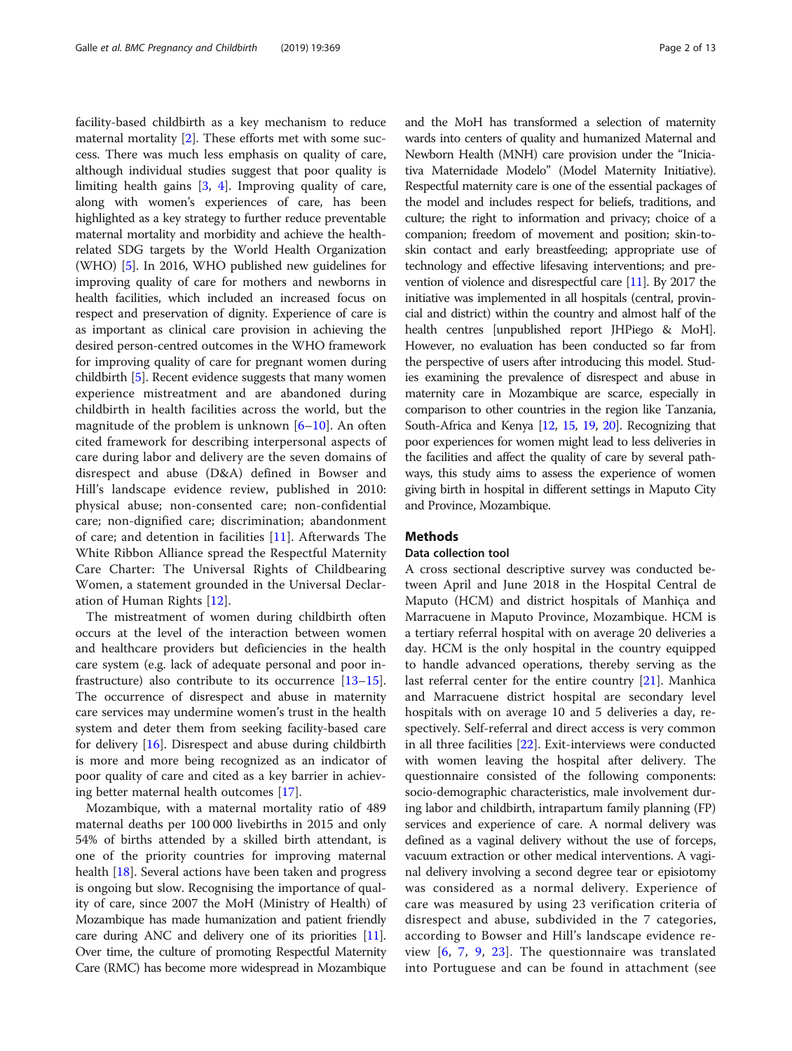facility-based childbirth as a key mechanism to reduce maternal mortality [2]. These efforts met with some success. There was much less emphasis on quality of care, although individual studies suggest that poor quality is limiting health gains [3, 4]. Improving quality of care, along with women's experiences of care, has been highlighted as a key strategy to further reduce preventable maternal mortality and morbidity and achieve the health-related SDG targets by the World Health Organization (WHO) [5]. In 2016, WHO published new guidelines for improving quality of care for mothers and newborns in health facilities, which included an increased focus on respect and preservation of dignity. Experience of care is as important as clinical care provision in achieving the desired person-centred outcomes in the WHO framework for improving quality of care for pregnant women during childbirth [5]. Recent evidence suggests that many women experience mistreatment and are abandoned during childbirth in health facilities across the world, but the magnitude of the problem is unknown [6–10]. An often cited framework for describing interpersonal aspects of care during labor and delivery are the seven domains of disrespect and abuse (D&A) defined in Bowser and Hill's landscape evidence review, published in 2010: physical abuse; non-consented care; non-confidential care; non-dignified care; discrimination; abandonment of care; and detention in facilities [11]. Afterwards The White Ribbon Alliance spread the Respectful Maternity Care Charter: The Universal Rights of Childbearing Women, a statement grounded in the Universal Declaration of Human Rights [12].

The mistreatment of women during childbirth often occurs at the level of the interaction between women and healthcare providers but deficiencies in the health care system (e.g. lack of adequate personal and poor infrastructure) also contribute to its occurrence [13–15]. The occurrence of disrespect and abuse in maternity care services may undermine women's trust in the health system and deter them from seeking facility-based care for delivery [16]. Disrespect and abuse during childbirth is more and more being recognized as an indicator of poor quality of care and cited as a key barrier in achieving better maternal health outcomes [17].

Mozambique, with a maternal mortality ratio of 489 maternal deaths per 100 000 livebirths in 2015 and only 54% of births attended by a skilled birth attendant, is one of the priority countries for improving maternal health [18]. Several actions have been taken and progress is ongoing but slow. Recognising the importance of quality of care, since 2007 the MoH (Ministry of Health) of Mozambique has made humanization and patient friendly care during ANC and delivery one of its priorities [11]. Over time, the culture of promoting Respectful Maternity Care (RMC) has become more widespread in Mozambique and the MoH has transformed a selection of maternity wards into centers of quality and humanized Maternal and Newborn Health (MNH) care provision under the "Iniciativa Maternidade Modelo" (Model Maternity Initiative). Respectful maternity care is one of the essential packages of the model and includes respect for beliefs, traditions, and culture; the right to information and privacy; choice of a companion; freedom of movement and position; skin-to-skin contact and early breastfeeding; appropriate use of technology and effective lifesaving interventions; and prevention of violence and disrespectful care [11]. By 2017 the initiative was implemented in all hospitals (central, provincial and district) within the country and almost half of the health centres [unpublished report JHPiego & MoH]. However, no evaluation has been conducted so far from the perspective of users after introducing this model. Studies examining the prevalence of disrespect and abuse in maternity care in Mozambique are scarce, especially in comparison to other countries in the region like Tanzania, South-Africa and Kenya [12, 15, 19, 20]. Recognizing that poor experiences for women might lead to less deliveries in the facilities and affect the quality of care by several pathways, this study aims to assess the experience of women giving birth in hospital in different settings in Maputo City and Province, Mozambique.

## Methods

### Data collection tool

A cross sectional descriptive survey was conducted between April and June 2018 in the Hospital Central de Maputo (HCM) and district hospitals of Manhiça and Marracuene in Maputo Province, Mozambique. HCM is a tertiary referral hospital with on average 20 deliveries a day. HCM is the only hospital in the country equipped to handle advanced operations, thereby serving as the last referral center for the entire country [21]. Manhica and Marracuene district hospital are secondary level hospitals with on average 10 and 5 deliveries a day, respectively. Self-referral and direct access is very common in all three facilities [22]. Exit-interviews were conducted with women leaving the hospital after delivery. The questionnaire consisted of the following components: socio-demographic characteristics, male involvement during labor and childbirth, intrapartum family planning (FP) services and experience of care. A normal delivery was defined as a vaginal delivery without the use of forceps, vacuum extraction or other medical interventions. A vaginal delivery involving a second degree tear or episiotomy was considered as a normal delivery. Experience of care was measured by using 23 verification criteria of disrespect and abuse, subdivided in the 7 categories, according to Bowser and Hill's landscape evidence review [6, 7, 9, 23]. The questionnaire was translated into Portuguese and can be found in attachment (see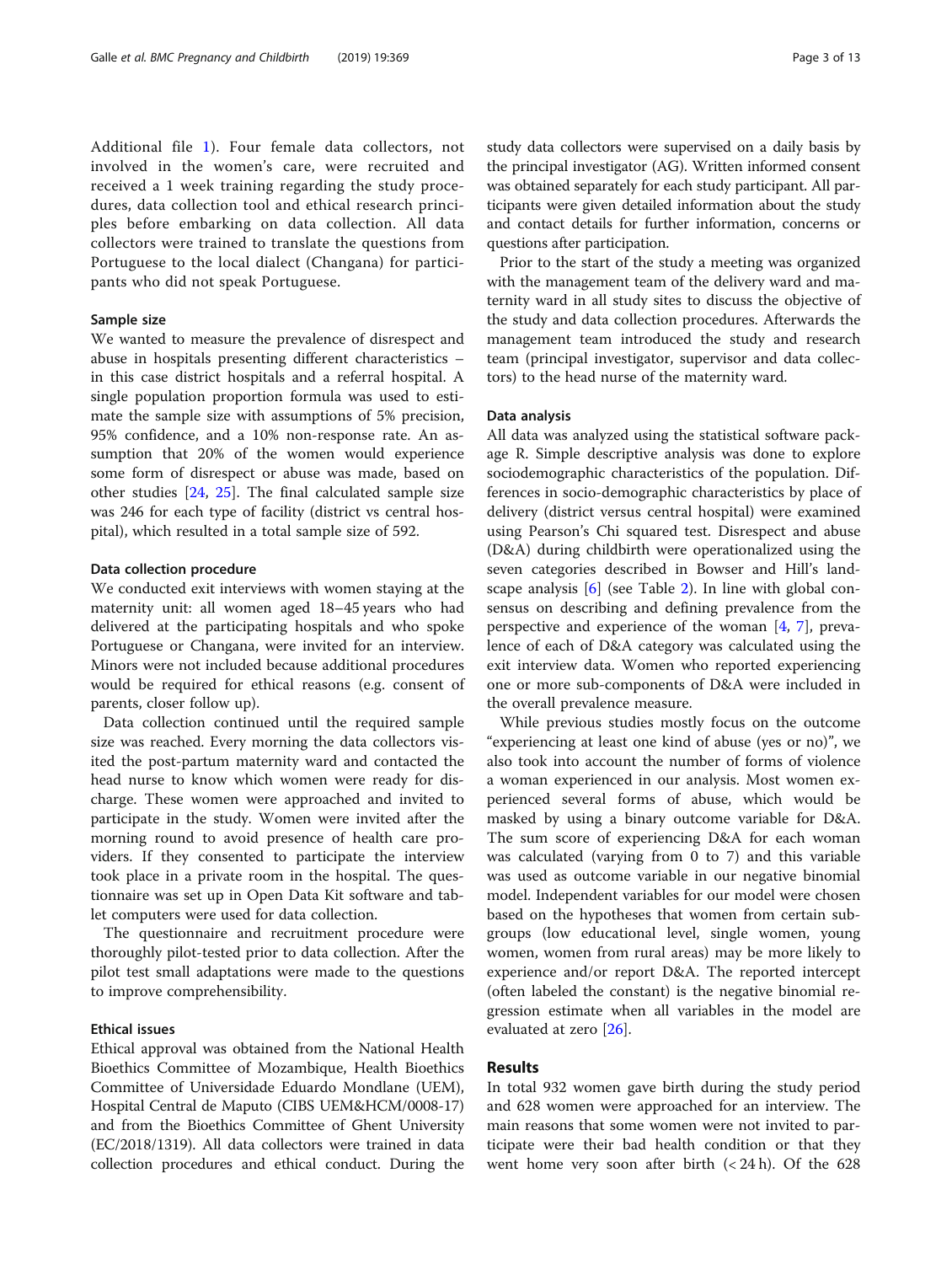Additional file 1). Four female data collectors, not involved in the women's care, were recruited and received a 1 week training regarding the study procedures, data collection tool and ethical research principles before embarking on data collection. All data collectors were trained to translate the questions from Portuguese to the local dialect (Changana) for participants who did not speak Portuguese.

### Sample size

We wanted to measure the prevalence of disrespect and abuse in hospitals presenting different characteristics – in this case district hospitals and a referral hospital. A single population proportion formula was used to estimate the sample size with assumptions of 5% precision, 95% confidence, and a 10% non-response rate. An assumption that 20% of the women would experience some form of disrespect or abuse was made, based on other studies [24, 25]. The final calculated sample size was 246 for each type of facility (district vs central hospital), which resulted in a total sample size of 592.

### Data collection procedure

We conducted exit interviews with women staying at the maternity unit: all women aged 18–45 years who had delivered at the participating hospitals and who spoke Portuguese or Changana, were invited for an interview. Minors were not included because additional procedures would be required for ethical reasons (e.g. consent of parents, closer follow up).

Data collection continued until the required sample size was reached. Every morning the data collectors visited the post-partum maternity ward and contacted the head nurse to know which women were ready for discharge. These women were approached and invited to participate in the study. Women were invited after the morning round to avoid presence of health care providers. If they consented to participate the interview took place in a private room in the hospital. The questionnaire was set up in Open Data Kit software and tablet computers were used for data collection.

The questionnaire and recruitment procedure were thoroughly pilot-tested prior to data collection. After the pilot test small adaptations were made to the questions to improve comprehensibility.

### Ethical issues

Ethical approval was obtained from the National Health Bioethics Committee of Mozambique, Health Bioethics Committee of Universidade Eduardo Mondlane (UEM), Hospital Central de Maputo (CIBS UEM&HCM/0008-17) and from the Bioethics Committee of Ghent University (EC/2018/1319). All data collectors were trained in data collection procedures and ethical conduct. During the study data collectors were supervised on a daily basis by the principal investigator (AG). Written informed consent was obtained separately for each study participant. All participants were given detailed information about the study and contact details for further information, concerns or questions after participation.

Prior to the start of the study a meeting was organized with the management team of the delivery ward and maternity ward in all study sites to discuss the objective of the study and data collection procedures. Afterwards the management team introduced the study and research team (principal investigator, supervisor and data collectors) to the head nurse of the maternity ward.

### Data analysis

All data was analyzed using the statistical software package R. Simple descriptive analysis was done to explore sociodemographic characteristics of the population. Differences in socio-demographic characteristics by place of delivery (district versus central hospital) were examined using Pearson's Chi squared test. Disrespect and abuse (D&A) during childbirth were operationalized using the seven categories described in Bowser and Hill's landscape analysis [6] (see Table 2). In line with global consensus on describing and defining prevalence from the perspective and experience of the woman [4, 7], prevalence of each of D&A category was calculated using the exit interview data. Women who reported experiencing one or more sub-components of D&A were included in the overall prevalence measure.

While previous studies mostly focus on the outcome "experiencing at least one kind of abuse (yes or no)", we also took into account the number of forms of violence a woman experienced in our analysis. Most women experienced several forms of abuse, which would be masked by using a binary outcome variable for D&A. The sum score of experiencing D&A for each woman was calculated (varying from 0 to 7) and this variable was used as outcome variable in our negative binomial model. Independent variables for our model were chosen based on the hypotheses that women from certain subgroups (low educational level, single women, young women, women from rural areas) may be more likely to experience and/or report D&A. The reported intercept (often labeled the constant) is the negative binomial regression estimate when all variables in the model are evaluated at zero [26].

## Results

In total 932 women gave birth during the study period and 628 women were approached for an interview. The main reasons that some women were not invited to participate were their bad health condition or that they went home very soon after birth (< 24 h). Of the 628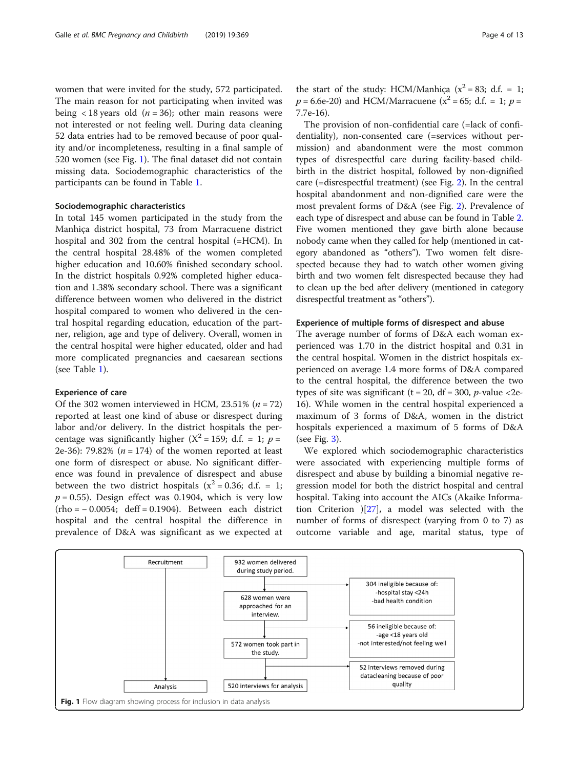women that were invited for the study, 572 participated. The main reason for not participating when invited was being < 18 years old ($n = 36$); other main reasons were not interested or not feeling well. During data cleaning 52 data entries had to be removed because of poor quality and/or incompleteness, resulting in a final sample of 520 women (see Fig. 1). The final dataset did not contain missing data. Sociodemographic characteristics of the participants can be found in Table 1.

### Sociodemographic characteristics

In total 145 women participated in the study from the Manhiça district hospital, 73 from Marracuene district hospital and 302 from the central hospital (=HCM). In the central hospital 28.48% of the women completed higher education and 10.60% finished secondary school. In the district hospitals 0.92% completed higher education and 1.38% secondary school. There was a significant difference between women who delivered in the district hospital compared to women who delivered in the central hospital regarding education, education of the partner, religion, age and type of delivery. Overall, women in the central hospital were higher educated, older and had more complicated pregnancies and caesarean sections (see Table 1).

### Experience of care

Of the 302 women interviewed in HCM, 23.51% ($n = 72$) reported at least one kind of abuse or disrespect during labor and/or delivery. In the district hospitals the percentage was significantly higher ($X^2 = 159$; d.f. = 1; $p =$ 2e-36): 79.82% ($n = 174$) of the women reported at least one form of disrespect or abuse. No significant difference was found in prevalence of disrespect and abuse between the two district hospitals ($x^2 = 0.36$; d.f. = 1; $p = 0.55$). Design effect was 0.1904, which is very low (rho = − 0.0054; deff = 0.1904). Between each district hospital and the central hospital the difference in prevalence of D&A was significant as we expected at the start of the study: HCM/Manhiça ($x^2 = 83$; d.f. = 1; $p =$ 6.6e-20) and HCM/Marracuene ($x^2 = 65$; d.f. = 1; $p =$ 7.7e-16).

The provision of non-confidential care (=lack of confidentiality), non-consented care (=services without permission) and abandonment were the most common types of disrespectful care during facility-based childbirth in the district hospital, followed by non-dignified care (=disrespectful treatment) (see Fig. 2). In the central hospital abandonment and non-dignified care were the most prevalent forms of D&A (see Fig. 2). Prevalence of each type of disrespect and abuse can be found in Table 2. Five women mentioned they gave birth alone because nobody came when they called for help (mentioned in category abandoned as "others"). Two women felt disrespected because they had to watch other women giving birth and two women felt disrespected because they had to clean up the bed after delivery (mentioned in category disrespectful treatment as "others").

### Experience of multiple forms of disrespect and abuse

The average number of forms of D&A each woman experienced was 1.70 in the district hospital and 0.31 in the central hospital. Women in the district hospitals experienced on average 1.4 more forms of D&A compared to the central hospital, the difference between the two types of site was significant (t = 20, df = 300, $p$-value <2e-16). While women in the central hospital experienced a maximum of 3 forms of D&A, women in the district hospitals experienced a maximum of 5 forms of D&A (see Fig. 3).

We explored which sociodemographic characteristics were associated with experiencing multiple forms of disrespect and abuse by building a binomial negative regression model for both the district hospital and central hospital. Taking into account the AICs (Akaike Information Criterion )[27], a model was selected with the number of forms of disrespect (varying from 0 to 7) as outcome variable and age, marital status, type of

| Recruitment | | |
|---|---|---|
| | 932 women delivered during study period. | |
| | | 304 ineligible because of: -hospital stay <24h -bad health condition |
| | 628 women were approached for an interview. | |
| | | 56 ineligible because of: -age <18 years old -not interested/not feeling well |
| | 572 women took part in the study. | |
| | | 52 interviews removed during datacleaning because of poor quality |
| Analysis | 520 interviews for analysis | |

**Fig. 1** Flow diagram showing process for inclusion in data analysis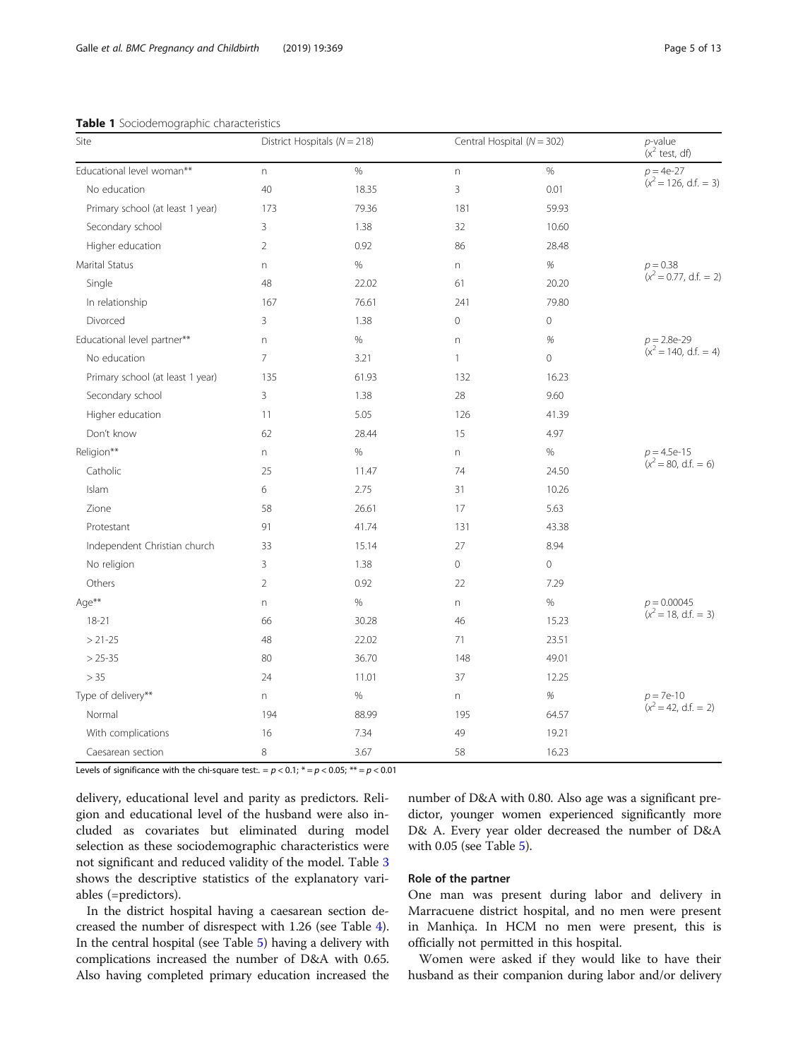**Table 1** Sociodemographic characteristics

| Site | District Hospitals (N = 218) | | Central Hospital (N = 302) | | p-value ($x^2$ test, df) |
|---|---|---|---|---|---|
| Educational level woman** | n | % | n | % | $p = 4e\text{-}27$ ($x^2 = 126$, d.f. = 3) |
| No education | 40 | 18.35 | 3 | 0.01 | |
| Primary school (at least 1 year) | 173 | 79.36 | 181 | 59.93 | |
| Secondary school | 3 | 1.38 | 32 | 10.60 | |
| Higher education | 2 | 0.92 | 86 | 28.48 | |
| Marital Status | n | % | n | % | $p = 0.38$ ($x^2 = 0.77$, d.f. = 2) |
| Single | 48 | 22.02 | 61 | 20.20 | |
| In relationship | 167 | 76.61 | 241 | 79.80 | |
| Divorced | 3 | 1.38 | 0 | 0 | |
| Educational level partner** | n | % | n | % | $p = 2.8e\text{-}29$ ($x^2 = 140$, d.f. = 4) |
| No education | 7 | 3.21 | 1 | 0 | |
| Primary school (at least 1 year) | 135 | 61.93 | 132 | 16.23 | |
| Secondary school | 3 | 1.38 | 28 | 9.60 | |
| Higher education | 11 | 5.05 | 126 | 41.39 | |
| Don't know | 62 | 28.44 | 15 | 4.97 | |
| Religion** | n | % | n | % | $p = 4.5e\text{-}15$ ($x^2 = 80$, d.f. = 6) |
| Catholic | 25 | 11.47 | 74 | 24.50 | |
| Islam | 6 | 2.75 | 31 | 10.26 | |
| Zione | 58 | 26.61 | 17 | 5.63 | |
| Protestant | 91 | 41.74 | 131 | 43.38 | |
| Independent Christian church | 33 | 15.14 | 27 | 8.94 | |
| No religion | 3 | 1.38 | 0 | 0 | |
| Others | 2 | 0.92 | 22 | 7.29 | |
| Age** | n | % | n | % | $p = 0.00045$ ($x^2 = 18$, d.f. = 3) |
| 18-21 | 66 | 30.28 | 46 | 15.23 | |
| > 21-25 | 48 | 22.02 | 71 | 23.51 | |
| > 25-35 | 80 | 36.70 | 148 | 49.01 | |
| > 35 | 24 | 11.01 | 37 | 12.25 | |
| Type of delivery** | n | % | n | % | $p = 7e\text{-}10$ ($x^2 = 42$, d.f. = 2) |
| Normal | 194 | 88.99 | 195 | 64.57 | |
| With complications | 16 | 7.34 | 49 | 19.21 | |
| Caesarean section | 8 | 3.67 | 58 | 16.23 | |

Levels of significance with the chi-square test:. = $p < 0.1$; * = $p < 0.05$; ** = $p < 0.01$

delivery, educational level and parity as predictors. Religion and educational level of the husband were also included as covariates but eliminated during model selection as these sociodemographic characteristics were not significant and reduced validity of the model. Table 3 shows the descriptive statistics of the explanatory variables (=predictors).

In the district hospital having a caesarean section decreased the number of disrespect with 1.26 (see Table 4). In the central hospital (see Table 5) having a delivery with complications increased the number of D&A with 0.65. Also having completed primary education increased the number of D&A with 0.80. Also age was a significant predictor, younger women experienced significantly more D& A. Every year older decreased the number of D&A with 0.05 (see Table 5).

### Role of the partner

One man was present during labor and delivery in Marracuene district hospital, and no men were present in Manhiça. In HCM no men were present, this is officially not permitted in this hospital.

Women were asked if they would like to have their husband as their companion during labor and/or delivery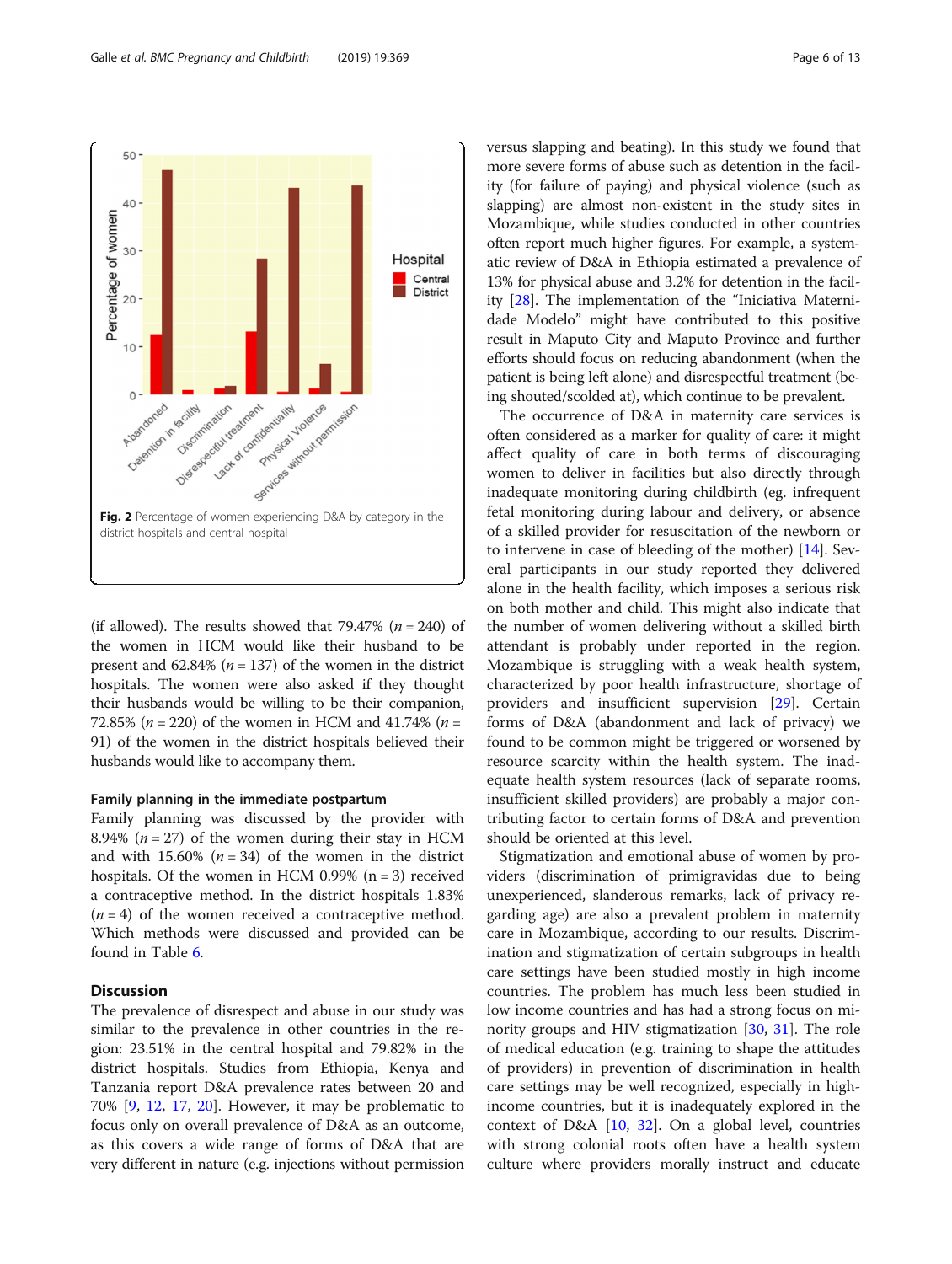Fig. 2 Percentage of women experiencing D&A by category in the district hospitals and central hospital

(if allowed). The results showed that 79.47% ($n = 240$) of the women in HCM would like their husband to be present and 62.84% ($n = 137$) of the women in the district hospitals. The women were also asked if they thought their husbands would be willing to be their companion, 72.85% ($n = 220$) of the women in HCM and 41.74% ($n = 91$) of the women in the district hospitals believed their husbands would like to accompany them.

### Family planning in the immediate postpartum

Family planning was discussed by the provider with 8.94% ($n = 27$) of the women during their stay in HCM and with 15.60% ($n = 34$) of the women in the district hospitals. Of the women in HCM 0.99% (n = 3) received a contraceptive method. In the district hospitals 1.83% ($n = 4$) of the women received a contraceptive method. Which methods were discussed and provided can be found in Table 6.

## Discussion

The prevalence of disrespect and abuse in our study was similar to the prevalence in other countries in the region: 23.51% in the central hospital and 79.82% in the district hospitals. Studies from Ethiopia, Kenya and Tanzania report D&A prevalence rates between 20 and 70% [9, 12, 17, 20]. However, it may be problematic to focus only on overall prevalence of D&A as an outcome, as this covers a wide range of forms of D&A that are very different in nature (e.g. injections without permission versus slapping and beating). In this study we found that more severe forms of abuse such as detention in the facility (for failure of paying) and physical violence (such as slapping) are almost non-existent in the study sites in Mozambique, while studies conducted in other countries often report much higher figures. For example, a systematic review of D&A in Ethiopia estimated a prevalence of 13% for physical abuse and 3.2% for detention in the facility [28]. The implementation of the "Iniciativa Maternidade Modelo" might have contributed to this positive result in Maputo City and Maputo Province and further efforts should focus on reducing abandonment (when the patient is being left alone) and disrespectful treatment (being shouted/scolded at), which continue to be prevalent.

The occurrence of D&A in maternity care services is often considered as a marker for quality of care: it might affect quality of care in both terms of discouraging women to deliver in facilities but also directly through inadequate monitoring during childbirth (eg. infrequent fetal monitoring during labour and delivery, or absence of a skilled provider for resuscitation of the newborn or to intervene in case of bleeding of the mother) [14]. Several participants in our study reported they delivered alone in the health facility, which imposes a serious risk on both mother and child. This might also indicate that the number of women delivering without a skilled birth attendant is probably under reported in the region. Mozambique is struggling with a weak health system, characterized by poor health infrastructure, shortage of providers and insufficient supervision [29]. Certain forms of D&A (abandonment and lack of privacy) we found to be common might be triggered or worsened by resource scarcity within the health system. The inadequate health system resources (lack of separate rooms, insufficient skilled providers) are probably a major contributing factor to certain forms of D&A and prevention should be oriented at this level.

Stigmatization and emotional abuse of women by providers (discrimination of primigravidas due to being unexperienced, slanderous remarks, lack of privacy regarding age) are also a prevalent problem in maternity care in Mozambique, according to our results. Discrimination and stigmatization of certain subgroups in health care settings have been studied mostly in high income countries. The problem has much less been studied in low income countries and has had a strong focus on minority groups and HIV stigmatization [30, 31]. The role of medical education (e.g. training to shape the attitudes of providers) in prevention of discrimination in health care settings may be well recognized, especially in high-income countries, but it is inadequately explored in the context of D&A [10, 32]. On a global level, countries with strong colonial roots often have a health system culture where providers morally instruct and educate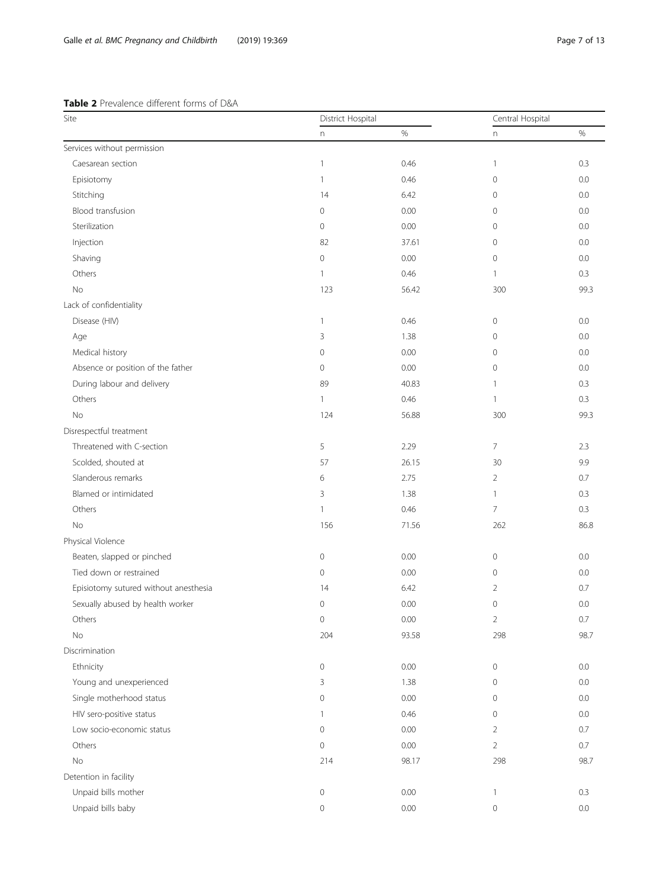**Table 2** Prevalence different forms of D&A

| Site | District Hospital | | Central Hospital | |
|---|---|---|---|---|
| | n | % | n | % |
| Services without permission | | | | |
| Caesarean section | 1 | 0.46 | 1 | 0.3 |
| Episiotomy | 1 | 0.46 | 0 | 0.0 |
| Stitching | 14 | 6.42 | 0 | 0.0 |
| Blood transfusion | 0 | 0.00 | 0 | 0.0 |
| Sterilization | 0 | 0.00 | 0 | 0.0 |
| Injection | 82 | 37.61 | 0 | 0.0 |
| Shaving | 0 | 0.00 | 0 | 0.0 |
| Others | 1 | 0.46 | 1 | 0.3 |
| No | 123 | 56.42 | 300 | 99.3 |
| Lack of confidentiality | | | | |
| Disease (HIV) | 1 | 0.46 | 0 | 0.0 |
| Age | 3 | 1.38 | 0 | 0.0 |
| Medical history | 0 | 0.00 | 0 | 0.0 |
| Absence or position of the father | 0 | 0.00 | 0 | 0.0 |
| During labour and delivery | 89 | 40.83 | 1 | 0.3 |
| Others | 1 | 0.46 | 1 | 0.3 |
| No | 124 | 56.88 | 300 | 99.3 |
| Disrespectful treatment | | | | |
| Threatened with C-section | 5 | 2.29 | 7 | 2.3 |
| Scolded, shouted at | 57 | 26.15 | 30 | 9.9 |
| Slanderous remarks | 6 | 2.75 | 2 | 0.7 |
| Blamed or intimidated | 3 | 1.38 | 1 | 0.3 |
| Others | 1 | 0.46 | 7 | 0.3 |
| No | 156 | 71.56 | 262 | 86.8 |
| Physical Violence | | | | |
| Beaten, slapped or pinched | 0 | 0.00 | 0 | 0.0 |
| Tied down or restrained | 0 | 0.00 | 0 | 0.0 |
| Episiotomy sutured without anesthesia | 14 | 6.42 | 2 | 0.7 |
| Sexually abused by health worker | 0 | 0.00 | 0 | 0.0 |
| Others | 0 | 0.00 | 2 | 0.7 |
| No | 204 | 93.58 | 298 | 98.7 |
| Discrimination | | | | |
| Ethnicity | 0 | 0.00 | 0 | 0.0 |
| Young and unexperienced | 3 | 1.38 | 0 | 0.0 |
| Single motherhood status | 0 | 0.00 | 0 | 0.0 |
| HIV sero-positive status | 1 | 0.46 | 0 | 0.0 |
| Low socio-economic status | 0 | 0.00 | 2 | 0.7 |
| Others | 0 | 0.00 | 2 | 0.7 |
| No | 214 | 98.17 | 298 | 98.7 |
| Detention in facility | | | | |
| Unpaid bills mother | 0 | 0.00 | 1 | 0.3 |
| Unpaid bills baby | 0 | 0.00 | 0 | 0.0 |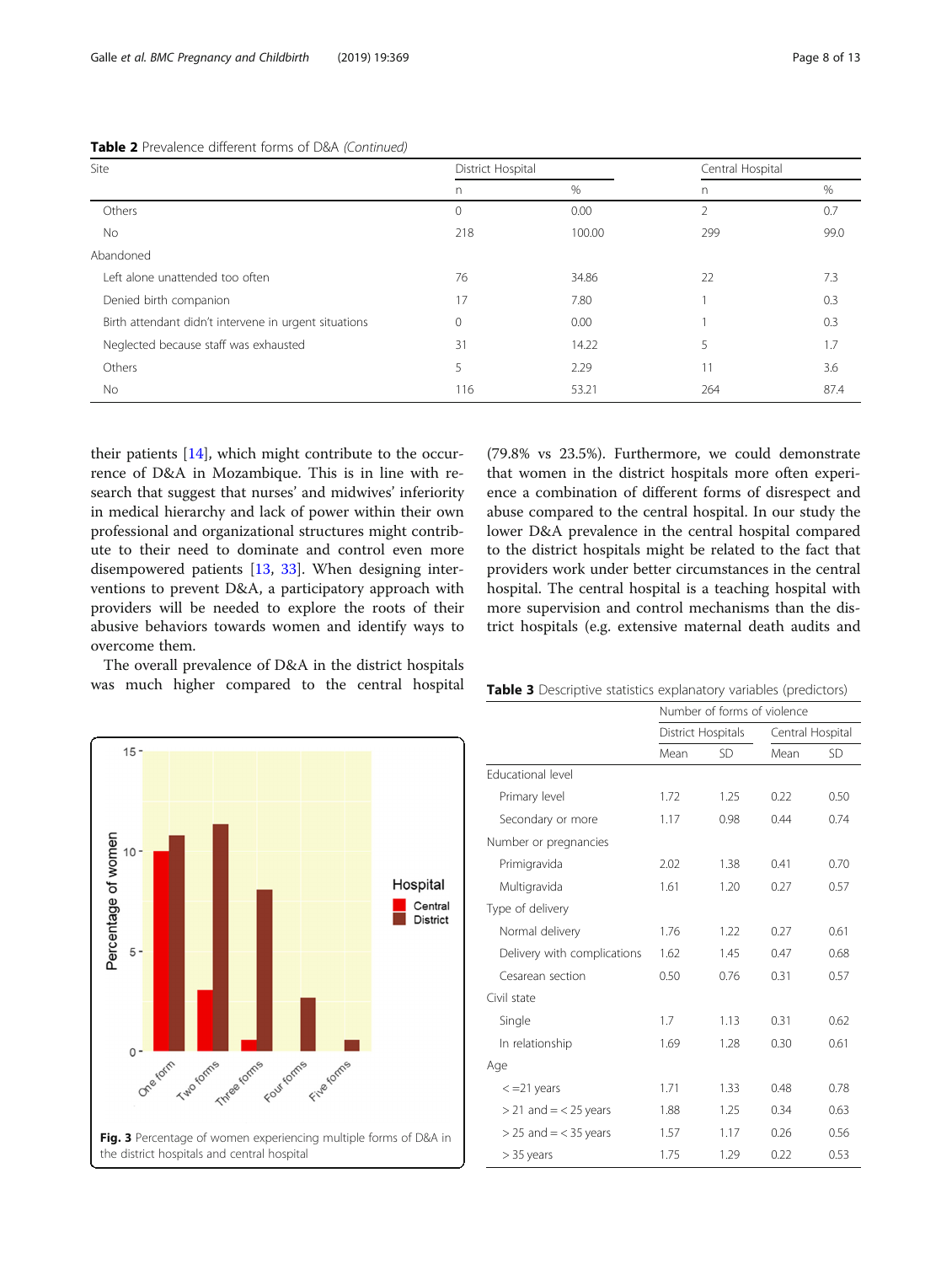**Table 2** Prevalence different forms of D&A *(Continued)*

| Site | District Hospital | | Central Hospital | |
|---|---|---|---|---|
| | n | % | n | % |
| Others | 0 | 0.00 | 2 | 0.7 |
| No | 218 | 100.00 | 299 | 99.0 |
| Abandoned | | | | |
| Left alone unattended too often | 76 | 34.86 | 22 | 7.3 |
| Denied birth companion | 17 | 7.80 | 1 | 0.3 |
| Birth attendant didn't intervene in urgent situations | 0 | 0.00 | 1 | 0.3 |
| Neglected because staff was exhausted | 31 | 14.22 | 5 | 1.7 |
| Others | 5 | 2.29 | 11 | 3.6 |
| No | 116 | 53.21 | 264 | 87.4 |

their patients [14], which might contribute to the occurrence of D&A in Mozambique. This is in line with research that suggest that nurses' and midwives' inferiority in medical hierarchy and lack of power within their own professional and organizational structures might contribute to their need to dominate and control even more disempowered patients [13, 33]. When designing interventions to prevent D&A, a participatory approach with providers will be needed to explore the roots of their abusive behaviors towards women and identify ways to overcome them.

The overall prevalence of D&A in the district hospitals was much higher compared to the central hospital (79.8% vs 23.5%). Furthermore, we could demonstrate that women in the district hospitals more often experience a combination of different forms of disrespect and abuse compared to the central hospital. In our study the lower D&A prevalence in the central hospital compared to the district hospitals might be related to the fact that providers work under better circumstances in the central hospital. The central hospital is a teaching hospital with more supervision and control mechanisms than the district hospitals (e.g. extensive maternal death audits and

**Fig. 3** Percentage of women experiencing multiple forms of D&A in the district hospitals and central hospital

**Table 3** Descriptive statistics explanatory variables (predictors)

| | Number of forms of violence | | | |
|---|---|---|---|---|
| | District Hospitals | | Central Hospital | |
| | Mean | SD | Mean | SD |
| Educational level | | | | |
| Primary level | 1.72 | 1.25 | 0.22 | 0.50 |
| Secondary or more | 1.17 | 0.98 | 0.44 | 0.74 |
| Number or pregnancies | | | | |
| Primigravida | 2.02 | 1.38 | 0.41 | 0.70 |
| Multigravida | 1.61 | 1.20 | 0.27 | 0.57 |
| Type of delivery | | | | |
| Normal delivery | 1.76 | 1.22 | 0.27 | 0.61 |
| Delivery with complications | 1.62 | 1.45 | 0.47 | 0.68 |
| Cesarean section | 0.50 | 0.76 | 0.31 | 0.57 |
| Civil state | | | | |
| Single | 1.7 | 1.13 | 0.31 | 0.62 |
| In relationship | 1.69 | 1.28 | 0.30 | 0.61 |
| Age | | | | |
| < =21 years | 1.71 | 1.33 | 0.48 | 0.78 |
| > 21 and = < 25 years | 1.88 | 1.25 | 0.34 | 0.63 |
| > 25 and = < 35 years | 1.57 | 1.17 | 0.26 | 0.56 |
| > 35 years | 1.75 | 1.29 | 0.22 | 0.53 |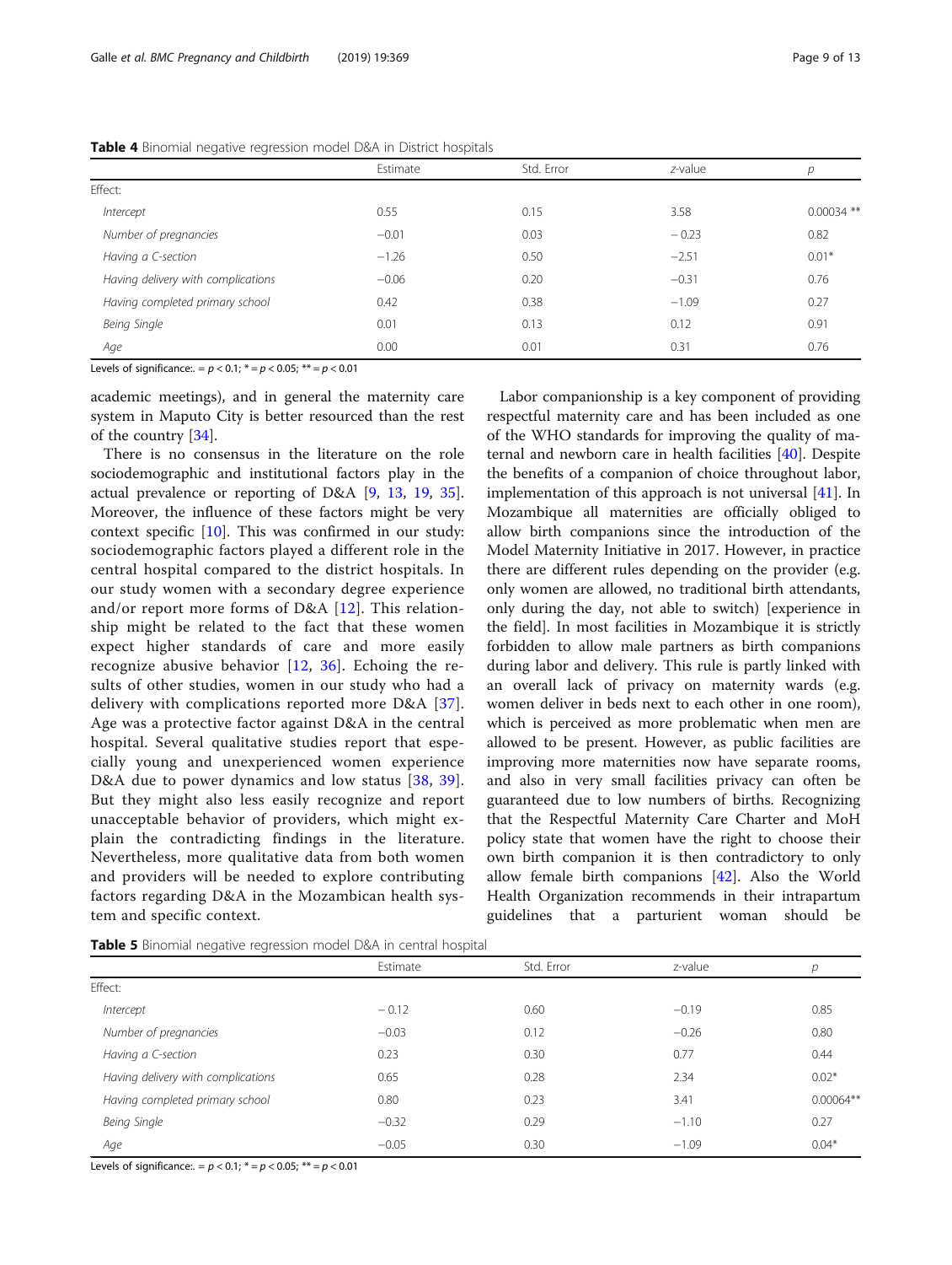**Table 4** Binomial negative regression model D&A in District hospitals

| | Estimate | Std. Error | *z*-value | *p* |
|---|---|---|---|---|
| Effect: | | | | |
| *Intercept* | 0.55 | 0.15 | 3.58 | 0.00034 ** |
| *Number of pregnancies* | −0.01 | 0.03 | − 0.23 | 0.82 |
| *Having a C-section* | −1.26 | 0.50 | −2.51 | 0.01* |
| *Having delivery with complications* | −0.06 | 0.20 | −0.31 | 0.76 |
| *Having completed primary school* | 0.42 | 0.38 | −1.09 | 0.27 |
| *Being Single* | 0.01 | 0.13 | 0.12 | 0.91 |
| *Age* | 0.00 | 0.01 | 0.31 | 0.76 |

Levels of significance:. = $p < 0.1$; * = $p < 0.05$; ** = $p < 0.01$

academic meetings), and in general the maternity care system in Maputo City is better resourced than the rest of the country [34].

There is no consensus in the literature on the role sociodemographic and institutional factors play in the actual prevalence or reporting of D&A [9, 13, 19, 35]. Moreover, the influence of these factors might be very context specific [10]. This was confirmed in our study: sociodemographic factors played a different role in the central hospital compared to the district hospitals. In our study women with a secondary degree experience and/or report more forms of D&A [12]. This relationship might be related to the fact that these women expect higher standards of care and more easily recognize abusive behavior [12, 36]. Echoing the results of other studies, women in our study who had a delivery with complications reported more D&A [37]. Age was a protective factor against D&A in the central hospital. Several qualitative studies report that especially young and unexperienced women experience D&A due to power dynamics and low status [38, 39]. But they might also less easily recognize and report unacceptable behavior of providers, which might explain the contradicting findings in the literature. Nevertheless, more qualitative data from both women and providers will be needed to explore contributing factors regarding D&A in the Mozambican health system and specific context.

Labor companionship is a key component of providing respectful maternity care and has been included as one of the WHO standards for improving the quality of maternal and newborn care in health facilities [40]. Despite the benefits of a companion of choice throughout labor, implementation of this approach is not universal [41]. In Mozambique all maternities are officially obliged to allow birth companions since the introduction of the Model Maternity Initiative in 2017. However, in practice there are different rules depending on the provider (e.g. only women are allowed, no traditional birth attendants, only during the day, not able to switch) [experience in the field]. In most facilities in Mozambique it is strictly forbidden to allow male partners as birth companions during labor and delivery. This rule is partly linked with an overall lack of privacy on maternity wards (e.g. women deliver in beds next to each other in one room), which is perceived as more problematic when men are allowed to be present. However, as public facilities are improving more maternities now have separate rooms, and also in very small facilities privacy can often be guaranteed due to low numbers of births. Recognizing that the Respectful Maternity Care Charter and MoH policy state that women have the right to choose their own birth companion it is then contradictory to only allow female birth companions [42]. Also the World Health Organization recommends in their intrapartum guidelines that a parturient woman should be

**Table 5** Binomial negative regression model D&A in central hospital

| | Estimate | Std. Error | z-value | *p* |
|---|---|---|---|---|
| Effect: | | | | |
| *Intercept* | − 0.12 | 0.60 | −0.19 | 0.85 |
| *Number of pregnancies* | −0.03 | 0.12 | −0.26 | 0.80 |
| *Having a C-section* | 0.23 | 0.30 | 0.77 | 0.44 |
| *Having delivery with complications* | 0.65 | 0.28 | 2.34 | 0.02* |
| *Having completed primary school* | 0.80 | 0.23 | 3.41 | 0.00064** |
| *Being Single* | −0.32 | 0.29 | −1.10 | 0.27 |
| *Age* | −0.05 | 0.30 | −1.09 | 0.04* |

Levels of significance:. = $p < 0.1$; * = $p < 0.05$; ** = $p < 0.01$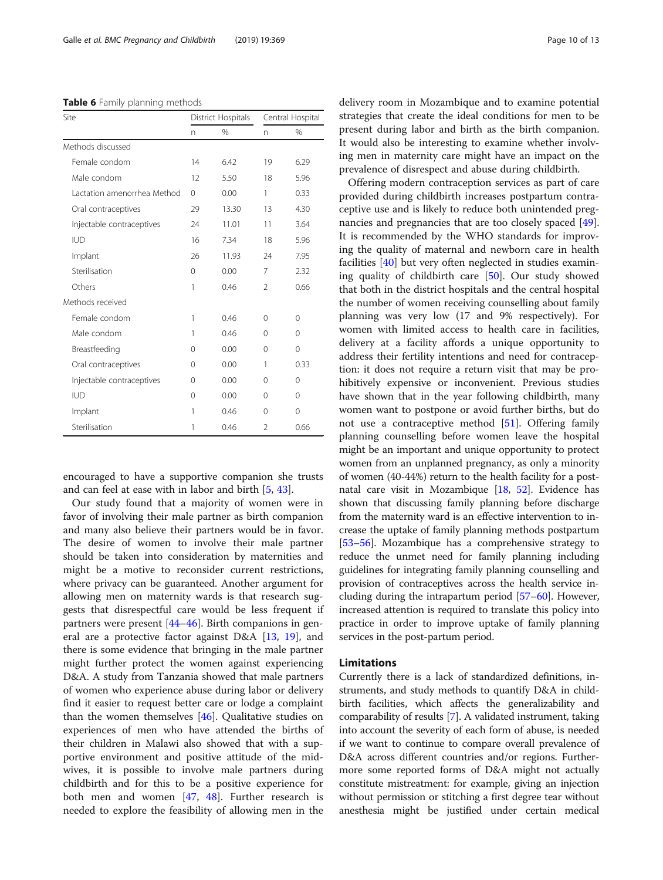**Table 6** Family planning methods

| Site | District Hospitals | | Central Hospital | |
|---|---|---|---|---|
| | n | % | n | % |
| Methods discussed | | | | |
| Female condom | 14 | 6.42 | 19 | 6.29 |
| Male condom | 12 | 5.50 | 18 | 5.96 |
| Lactation amenorrhea Method | 0 | 0.00 | 1 | 0.33 |
| Oral contraceptives | 29 | 13.30 | 13 | 4.30 |
| Injectable contraceptives | 24 | 11.01 | 11 | 3.64 |
| IUD | 16 | 7.34 | 18 | 5.96 |
| Implant | 26 | 11.93 | 24 | 7.95 |
| Sterilisation | 0 | 0.00 | 7 | 2.32 |
| Others | 1 | 0.46 | 2 | 0.66 |
| Methods received | | | | |
| Female condom | 1 | 0.46 | 0 | 0 |
| Male condom | 1 | 0.46 | 0 | 0 |
| Breastfeeding | 0 | 0.00 | 0 | 0 |
| Oral contraceptives | 0 | 0.00 | 1 | 0.33 |
| Injectable contraceptives | 0 | 0.00 | 0 | 0 |
| IUD | 0 | 0.00 | 0 | 0 |
| Implant | 1 | 0.46 | 0 | 0 |
| Sterilisation | 1 | 0.46 | 2 | 0.66 |

encouraged to have a supportive companion she trusts and can feel at ease with in labor and birth [5, 43].

Our study found that a majority of women were in favor of involving their male partner as birth companion and many also believe their partners would be in favor. The desire of women to involve their male partner should be taken into consideration by maternities and might be a motive to reconsider current restrictions, where privacy can be guaranteed. Another argument for allowing men on maternity wards is that research suggests that disrespectful care would be less frequent if partners were present [44–46]. Birth companions in general are a protective factor against D&A [13, 19], and there is some evidence that bringing in the male partner might further protect the women against experiencing D&A. A study from Tanzania showed that male partners of women who experience abuse during labor or delivery find it easier to request better care or lodge a complaint than the women themselves [46]. Qualitative studies on experiences of men who have attended the births of their children in Malawi also showed that with a supportive environment and positive attitude of the midwives, it is possible to involve male partners during childbirth and for this to be a positive experience for both men and women [47, 48]. Further research is needed to explore the feasibility of allowing men in the delivery room in Mozambique and to examine potential strategies that create the ideal conditions for men to be present during labor and birth as the birth companion. It would also be interesting to examine whether involving men in maternity care might have an impact on the prevalence of disrespect and abuse during childbirth.

Offering modern contraception services as part of care provided during childbirth increases postpartum contraceptive use and is likely to reduce both unintended pregnancies and pregnancies that are too closely spaced [49]. It is recommended by the WHO standards for improving the quality of maternal and newborn care in health facilities [40] but very often neglected in studies examining quality of childbirth care [50]. Our study showed that both in the district hospitals and the central hospital the number of women receiving counselling about family planning was very low (17 and 9% respectively). For women with limited access to health care in facilities, delivery at a facility affords a unique opportunity to address their fertility intentions and need for contraception: it does not require a return visit that may be prohibitively expensive or inconvenient. Previous studies have shown that in the year following childbirth, many women want to postpone or avoid further births, but do not use a contraceptive method [51]. Offering family planning counselling before women leave the hospital might be an important and unique opportunity to protect women from an unplanned pregnancy, as only a minority of women (40-44%) return to the health facility for a postnatal care visit in Mozambique [18, 52]. Evidence has shown that discussing family planning before discharge from the maternity ward is an effective intervention to increase the uptake of family planning methods postpartum [53–56]. Mozambique has a comprehensive strategy to reduce the unmet need for family planning including guidelines for integrating family planning counselling and provision of contraceptives across the health service including during the intrapartum period [57–60]. However, increased attention is required to translate this policy into practice in order to improve uptake of family planning services in the post-partum period.

## Limitations

Currently there is a lack of standardized definitions, instruments, and study methods to quantify D&A in childbirth facilities, which affects the generalizability and comparability of results [7]. A validated instrument, taking into account the severity of each form of abuse, is needed if we want to continue to compare overall prevalence of D&A across different countries and/or regions. Furthermore some reported forms of D&A might not actually constitute mistreatment: for example, giving an injection without permission or stitching a first degree tear without anesthesia might be justified under certain medical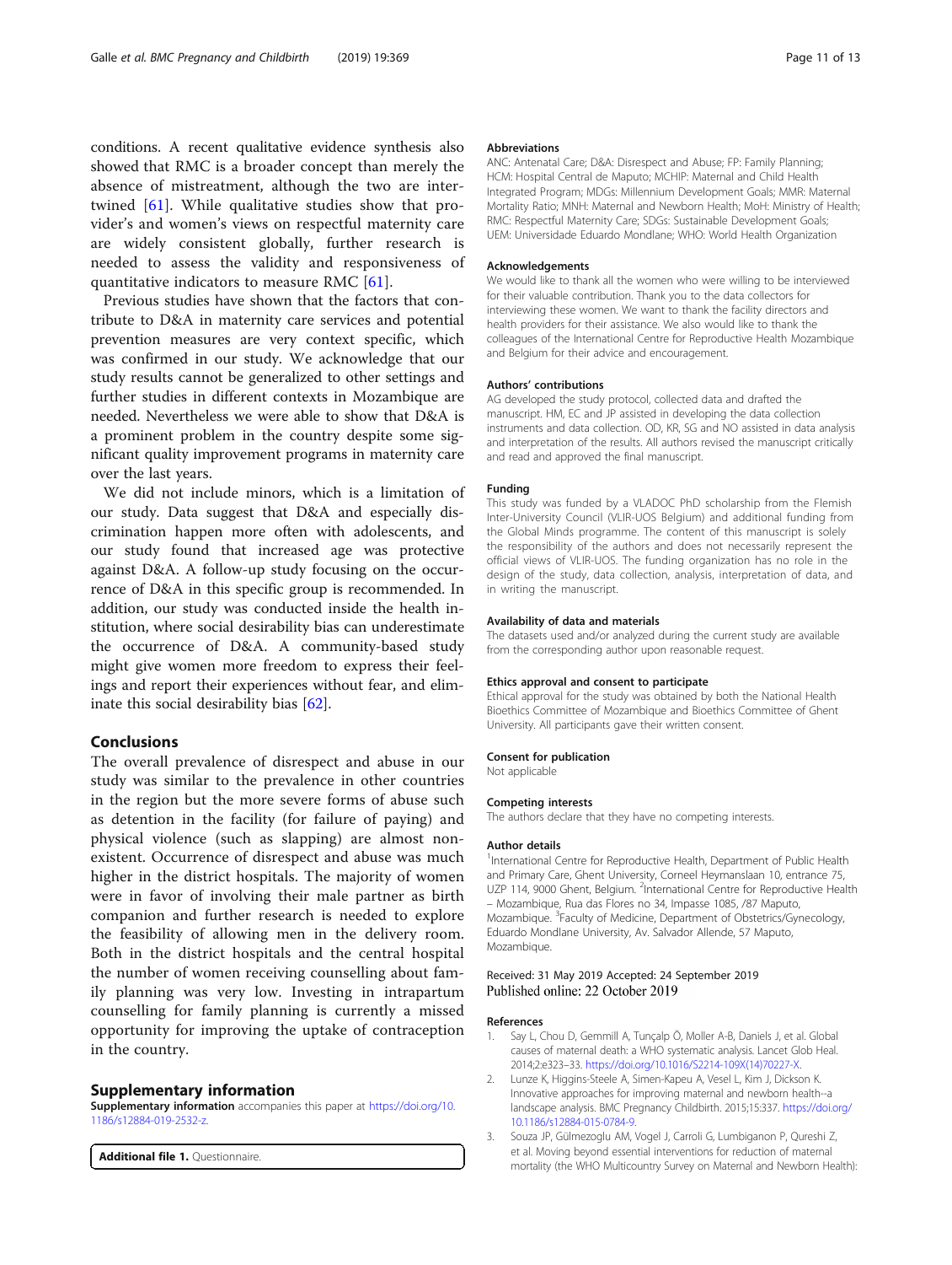conditions. A recent qualitative evidence synthesis also showed that RMC is a broader concept than merely the absence of mistreatment, although the two are intertwined [61]. While qualitative studies show that provider's and women's views on respectful maternity care are widely consistent globally, further research is needed to assess the validity and responsiveness of quantitative indicators to measure RMC [61].

Previous studies have shown that the factors that contribute to D&A in maternity care services and potential prevention measures are very context specific, which was confirmed in our study. We acknowledge that our study results cannot be generalized to other settings and further studies in different contexts in Mozambique are needed. Nevertheless we were able to show that D&A is a prominent problem in the country despite some significant quality improvement programs in maternity care over the last years.

We did not include minors, which is a limitation of our study. Data suggest that D&A and especially discrimination happen more often with adolescents, and our study found that increased age was protective against D&A. A follow-up study focusing on the occurrence of D&A in this specific group is recommended. In addition, our study was conducted inside the health institution, where social desirability bias can underestimate the occurrence of D&A. A community-based study might give women more freedom to express their feelings and report their experiences without fear, and eliminate this social desirability bias [62].

## Conclusions

The overall prevalence of disrespect and abuse in our study was similar to the prevalence in other countries in the region but the more severe forms of abuse such as detention in the facility (for failure of paying) and physical violence (such as slapping) are almost nonexistent. Occurrence of disrespect and abuse was much higher in the district hospitals. The majority of women were in favor of involving their male partner as birth companion and further research is needed to explore the feasibility of allowing men in the delivery room. Both in the district hospitals and the central hospital the number of women receiving counselling about family planning was very low. Investing in intrapartum counselling for family planning is currently a missed opportunity for improving the uptake of contraception in the country.

## Supplementary information

**Supplementary information** accompanies this paper at https://doi.org/10.1186/s12884-019-2532-z.

**Additional file 1.** Questionnaire.

### Abbreviations

ANC: Antenatal Care; D&A: Disrespect and Abuse; FP: Family Planning; HCM: Hospital Central de Maputo; MCHIP: Maternal and Child Health Integrated Program; MDGs: Millennium Development Goals; MMR: Maternal Mortality Ratio; MNH: Maternal and Newborn Health; MoH: Ministry of Health; RMC: Respectful Maternity Care; SDGs: Sustainable Development Goals; UEM: Universidade Eduardo Mondlane; WHO: World Health Organization

### Acknowledgements

We would like to thank all the women who were willing to be interviewed for their valuable contribution. Thank you to the data collectors for interviewing these women. We want to thank the facility directors and health providers for their assistance. We also would like to thank the colleagues of the International Centre for Reproductive Health Mozambique and Belgium for their advice and encouragement.

### Authors' contributions

AG developed the study protocol, collected data and drafted the manuscript. HM, EC and JP assisted in developing the data collection instruments and data collection. OD, KR, SG and NO assisted in data analysis and interpretation of the results. All authors revised the manuscript critically and read and approved the final manuscript.

### Funding

This study was funded by a VLADOC PhD scholarship from the Flemish Inter-University Council (VLIR-UOS Belgium) and additional funding from the Global Minds programme. The content of this manuscript is solely the responsibility of the authors and does not necessarily represent the official views of VLIR-UOS. The funding organization has no role in the design of the study, data collection, analysis, interpretation of data, and in writing the manuscript.

### Availability of data and materials

The datasets used and/or analyzed during the current study are available from the corresponding author upon reasonable request.

### Ethics approval and consent to participate

Ethical approval for the study was obtained by both the National Health Bioethics Committee of Mozambique and Bioethics Committee of Ghent University. All participants gave their written consent.

### Consent for publication

Not applicable

### Competing interests

The authors declare that they have no competing interests.

### Author details

[1]International Centre for Reproductive Health, Department of Public Health and Primary Care, Ghent University, Corneel Heymanslaan 10, entrance 75, UZP 114, 9000 Ghent, Belgium. [2]International Centre for Reproductive Health – Mozambique, Rua das Flores no 34, Impasse 1085, /87 Maputo, Mozambique. [3]Faculty of Medicine, Department of Obstetrics/Gynecology, Eduardo Mondlane University, Av. Salvador Allende, 57 Maputo, Mozambique.

Received: 31 May 2019 Accepted: 24 September 2019
Published online: 22 October 2019

### References

1. Say L, Chou D, Gemmill A, Tunçalp Ö, Moller A-B, Daniels J, et al. Global causes of maternal death: a WHO systematic analysis. Lancet Glob Heal. 2014;2:e323–33. https://doi.org/10.1016/S2214-109X(14)70227-X.
2. Lunze K, Higgins-Steele A, Simen-Kapeu A, Vesel L, Kim J, Dickson K. Innovative approaches for improving maternal and newborn health--a landscape analysis. BMC Pregnancy Childbirth. 2015;15:337. https://doi.org/10.1186/s12884-015-0784-9.
3. Souza JP, Gülmezoglu AM, Vogel J, Carroli G, Lumbiganon P, Qureshi Z, et al. Moving beyond essential interventions for reduction of maternal mortality (the WHO Multicountry Survey on Maternal and Newborn Health):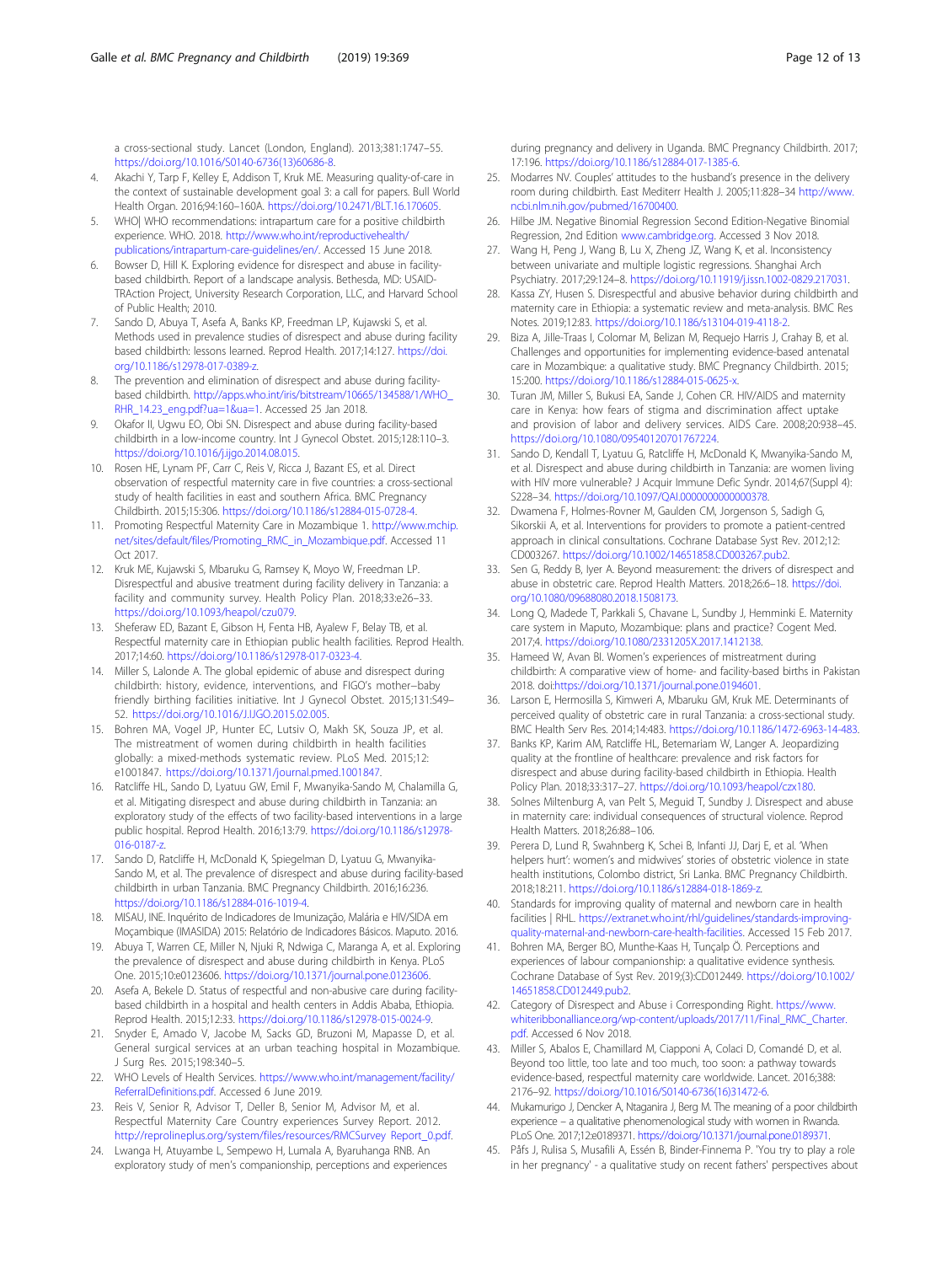a cross-sectional study. Lancet (London, England). 2013;381:1747–55. https://doi.org/10.1016/S0140-6736(13)60686-8.

4. Akachi Y, Tarp F, Kelley E, Addison T, Kruk ME. Measuring quality-of-care in the context of sustainable development goal 3: a call for papers. Bull World Health Organ. 2016;94:160–160A. https://doi.org/10.2471/BLT.16.170605.
5. WHO| WHO recommendations: intrapartum care for a positive childbirth experience. WHO. 2018. http://www.who.int/reproductivehealth/publications/intrapartum-care-guidelines/en/. Accessed 15 June 2018.
6. Bowser D, Hill K. Exploring evidence for disrespect and abuse in facility-based childbirth. Report of a landscape analysis. Bethesda, MD: USAID-TRAction Project, University Research Corporation, LLC, and Harvard School of Public Health; 2010.
7. Sando D, Abuya T, Asefa A, Banks KP, Freedman LP, Kujawski S, et al. Methods used in prevalence studies of disrespect and abuse during facility based childbirth: lessons learned. Reprod Health. 2017;14:127. https://doi.org/10.1186/s12978-017-0389-z.
8. The prevention and elimination of disrespect and abuse during facility-based childbirth. http://apps.who.int/iris/bitstream/10665/134588/1/WHO_RHR_14.23_eng.pdf?ua=1&ua=1. Accessed 25 Jan 2018.
9. Okafor II, Ugwu EO, Obi SN. Disrespect and abuse during facility-based childbirth in a low-income country. Int J Gynecol Obstet. 2015;128:110–3. https://doi.org/10.1016/j.ijgo.2014.08.015.
10. Rosen HE, Lynam PF, Carr C, Reis V, Ricca J, Bazant ES, et al. Direct observation of respectful maternity care in five countries: a cross-sectional study of health facilities in east and southern Africa. BMC Pregnancy Childbirth. 2015;15:306. https://doi.org/10.1186/s12884-015-0728-4.
11. Promoting Respectful Maternity Care in Mozambique 1. http://www.mchip.net/sites/default/files/Promoting_RMC_in_Mozambique.pdf. Accessed 11 Oct 2017.
12. Kruk ME, Kujawski S, Mbaruku G, Ramsey K, Moyo W, Freedman LP. Disrespectful and abusive treatment during facility delivery in Tanzania: a facility and community survey. Health Policy Plan. 2018;33:e26–33. https://doi.org/10.1093/heapol/czu079.
13. Sheferaw ED, Bazant E, Gibson H, Fenta HB, Ayalew F, Belay TB, et al. Respectful maternity care in Ethiopian public health facilities. Reprod Health. 2017;14:60. https://doi.org/10.1186/s12978-017-0323-4.
14. Miller S, Lalonde A. The global epidemic of abuse and disrespect during childbirth: history, evidence, interventions, and FIGO's mother−baby friendly birthing facilities initiative. Int J Gynecol Obstet. 2015;131:S49–52. https://doi.org/10.1016/J.IJGO.2015.02.005.
15. Bohren MA, Vogel JP, Hunter EC, Lutsiv O, Makh SK, Souza JP, et al. The mistreatment of women during childbirth in health facilities globally: a mixed-methods systematic review. PLoS Med. 2015;12:e1001847. https://doi.org/10.1371/journal.pmed.1001847.
16. Ratcliffe HL, Sando D, Lyatuu GW, Emil F, Mwanyika-Sando M, Chalamilla G, et al. Mitigating disrespect and abuse during childbirth in Tanzania: an exploratory study of the effects of two facility-based interventions in a large public hospital. Reprod Health. 2016;13:79. https://doi.org/10.1186/s12978-016-0187-z.
17. Sando D, Ratcliffe H, McDonald K, Spiegelman D, Lyatuu G, Mwanyika-Sando M, et al. The prevalence of disrespect and abuse during facility-based childbirth in urban Tanzania. BMC Pregnancy Childbirth. 2016;16:236. https://doi.org/10.1186/s12884-016-1019-4.
18. MISAU, INE. Inquérito de Indicadores de Imunização, Malária e HIV/SIDA em Moçambique (IMASIDA) 2015: Relatório de Indicadores Básicos. Maputo. 2016.
19. Abuya T, Warren CE, Miller N, Njuki R, Ndwiga C, Maranga A, et al. Exploring the prevalence of disrespect and abuse during childbirth in Kenya. PLoS One. 2015;10:e0123606. https://doi.org/10.1371/journal.pone.0123606.
20. Asefa A, Bekele D. Status of respectful and non-abusive care during facility-based childbirth in a hospital and health centers in Addis Ababa, Ethiopia. Reprod Health. 2015;12:33. https://doi.org/10.1186/s12978-015-0024-9.
21. Snyder E, Amado V, Jacobe M, Sacks GD, Bruzoni M, Mapasse D, et al. General surgical services at an urban teaching hospital in Mozambique. J Surg Res. 2015;198:340–5.
22. WHO Levels of Health Services. https://www.who.int/management/facility/ReferralDefinitions.pdf. Accessed 6 June 2019.
23. Reis V, Senior R, Advisor T, Deller B, Senior M, Advisor M, et al. Respectful Maternity Care Country experiences Survey Report. 2012. http://reprolineplus.org/system/files/resources/RMCSurvey Report_0.pdf.
24. Lwanga H, Atuyambe L, Sempewo H, Lumala A, Byaruhanga RNB. An exploratory study of men's companionship, perceptions and experiences during pregnancy and delivery in Uganda. BMC Pregnancy Childbirth. 2017;17:196. https://doi.org/10.1186/s12884-017-1385-6.
25. Modarres NV. Couples' attitudes to the husband's presence in the delivery room during childbirth. East Mediterr Health J. 2005;11:828–34 http://www.ncbi.nlm.nih.gov/pubmed/16700400.
26. Hilbe JM. Negative Binomial Regression Second Edition-Negative Binomial Regression, 2nd Edition www.cambridge.org. Accessed 3 Nov 2018.
27. Wang H, Peng J, Wang B, Lu X, Zheng JZ, Wang K, et al. Inconsistency between univariate and multiple logistic regressions. Shanghai Arch Psychiatry. 2017;29:124–8. https://doi.org/10.11919/j.issn.1002-0829.217031.
28. Kassa ZY, Husen S. Disrespectful and abusive behavior during childbirth and maternity care in Ethiopia: a systematic review and meta-analysis. BMC Res Notes. 2019;12:83. https://doi.org/10.1186/s13104-019-4118-2.
29. Biza A, Jille-Traas I, Colomar M, Belizan M, Requejo Harris J, Crahay B, et al. Challenges and opportunities for implementing evidence-based antenatal care in Mozambique: a qualitative study. BMC Pregnancy Childbirth. 2015;15:200. https://doi.org/10.1186/s12884-015-0625-x.
30. Turan JM, Miller S, Bukusi EA, Sande J, Cohen CR. HIV/AIDS and maternity care in Kenya: how fears of stigma and discrimination affect uptake and provision of labor and delivery services. AIDS Care. 2008;20:938–45. https://doi.org/10.1080/09540120701767224.
31. Sando D, Kendall T, Lyatuu G, Ratcliffe H, McDonald K, Mwanyika-Sando M, et al. Disrespect and abuse during childbirth in Tanzania: are women living with HIV more vulnerable? J Acquir Immune Defic Syndr. 2014;67(Suppl 4):S228–34. https://doi.org/10.1097/QAI.0000000000000378.
32. Dwamena F, Holmes-Rovner M, Gaulden CM, Jorgenson S, Sadigh G, Sikorskii A, et al. Interventions for providers to promote a patient-centred approach in clinical consultations. Cochrane Database Syst Rev. 2012;12:CD003267. https://doi.org/10.1002/14651858.CD003267.pub2.
33. Sen G, Reddy B, Iyer A. Beyond measurement: the drivers of disrespect and abuse in obstetric care. Reprod Health Matters. 2018;26:6–18. https://doi.org/10.1080/09688080.2018.1508173.
34. Long Q, Madede T, Parkkali S, Chavane L, Sundby J, Hemminki E. Maternity care system in Maputo, Mozambique: plans and practice? Cogent Med. 2017;4. https://doi.org/10.1080/2331205X.2017.1412138.
35. Hameed W, Avan BI. Women's experiences of mistreatment during childbirth: A comparative view of home- and facility-based births in Pakistan 2018. doi:https://doi.org/10.1371/journal.pone.0194601.
36. Larson E, Hermosilla S, Kimweri A, Mbaruku GM, Kruk ME. Determinants of perceived quality of obstetric care in rural Tanzania: a cross-sectional study. BMC Health Serv Res. 2014;14:483. https://doi.org/10.1186/1472-6963-14-483.
37. Banks KP, Karim AM, Ratcliffe HL, Betemariam W, Langer A. Jeopardizing quality at the frontline of healthcare: prevalence and risk factors for disrespect and abuse during facility-based childbirth in Ethiopia. Health Policy Plan. 2018;33:317–27. https://doi.org/10.1093/heapol/czx180.
38. Solnes Miltenburg A, van Pelt S, Meguid T, Sundby J. Disrespect and abuse in maternity care: individual consequences of structural violence. Reprod Health Matters. 2018;26:88–106.
39. Perera D, Lund R, Swahnberg K, Schei B, Infanti JJ, Darj E, et al. 'When helpers hurt': women's and midwives' stories of obstetric violence in state health institutions, Colombo district, Sri Lanka. BMC Pregnancy Childbirth. 2018;18:211. https://doi.org/10.1186/s12884-018-1869-z.
40. Standards for improving quality of maternal and newborn care in health facilities | RHL. https://extranet.who.int/rhl/guidelines/standards-improving-quality-maternal-and-newborn-care-health-facilities. Accessed 15 Feb 2017.
41. Bohren MA, Berger BO, Munthe-Kaas H, Tunçalp Ö. Perceptions and experiences of labour companionship: a qualitative evidence synthesis. Cochrane Database of Syst Rev. 2019;(3):CD012449. https://doi.org/10.1002/14651858.CD012449.pub2.
42. Category of Disrespect and Abuse i Corresponding Right. https://www.whiteribbonalliance.org/wp-content/uploads/2017/11/Final_RMC_Charter.pdf. Accessed 6 Nov 2018.
43. Miller S, Abalos E, Chamillard M, Ciapponi A, Colaci D, Comandé D, et al. Beyond too little, too late and too much, too soon: a pathway towards evidence-based, respectful maternity care worldwide. Lancet. 2016;388:2176–92. https://doi.org/10.1016/S0140-6736(16)31472-6.
44. Mukamurigo J, Dencker A, Ntaganira J, Berg M. The meaning of a poor childbirth experience – a qualitative phenomenological study with women in Rwanda. PLoS One. 2017;12:e0189371. https://doi.org/10.1371/journal.pone.0189371.
45. Påfs J, Rulisa S, Musafili A, Essén B, Binder-Finnema P. 'You try to play a role in her pregnancy' - a qualitative study on recent fathers' perspectives about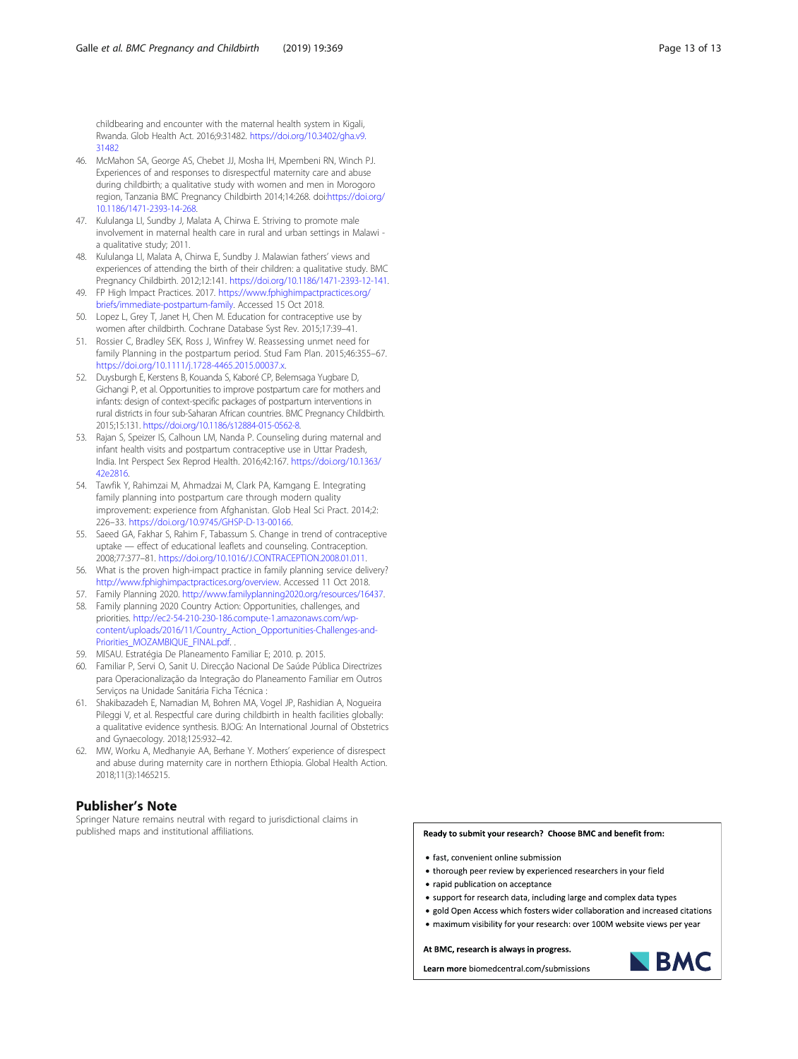childbearing and encounter with the maternal health system in Kigali, Rwanda. Glob Health Act. 2016;9:31482. https://doi.org/10.3402/gha.v9.31482

46. McMahon SA, George AS, Chebet JJ, Mosha IH, Mpembeni RN, Winch PJ. Experiences of and responses to disrespectful maternity care and abuse during childbirth; a qualitative study with women and men in Morogoro region, Tanzania BMC Pregnancy Childbirth 2014;14:268. doi:https://doi.org/10.1186/1471-2393-14-268.
47. Kululanga LI, Sundby J, Malata A, Chirwa E. Striving to promote male involvement in maternal health care in rural and urban settings in Malawi - a qualitative study; 2011.
48. Kululanga LI, Malata A, Chirwa E, Sundby J. Malawian fathers' views and experiences of attending the birth of their children: a qualitative study. BMC Pregnancy Childbirth. 2012;12:141. https://doi.org/10.1186/1471-2393-12-141.
49. FP High Impact Practices. 2017. https://www.fphighimpactpractices.org/briefs/immediate-postpartum-family. Accessed 15 Oct 2018.
50. Lopez L, Grey T, Janet H, Chen M. Education for contraceptive use by women after childbirth. Cochrane Database Syst Rev. 2015;17:39–41.
51. Rossier C, Bradley SEK, Ross J, Winfrey W. Reassessing unmet need for family Planning in the postpartum period. Stud Fam Plan. 2015;46:355–67. https://doi.org/10.1111/j.1728-4465.2015.00037.x.
52. Duysburgh E, Kerstens B, Kouanda S, Kaboré CP, Belemsaga Yugbare D, Gichangi P, et al. Opportunities to improve postpartum care for mothers and infants: design of context-specific packages of postpartum interventions in rural districts in four sub-Saharan African countries. BMC Pregnancy Childbirth. 2015;15:131. https://doi.org/10.1186/s12884-015-0562-8.
53. Rajan S, Speizer IS, Calhoun LM, Nanda P. Counseling during maternal and infant health visits and postpartum contraceptive use in Uttar Pradesh, India. Int Perspect Sex Reprod Health. 2016;42:167. https://doi.org/10.1363/42e2816.
54. Tawfik Y, Rahimzai M, Ahmadzai M, Clark PA, Kamgang E. Integrating family planning into postpartum care through modern quality improvement: experience from Afghanistan. Glob Heal Sci Pract. 2014;2:226–33. https://doi.org/10.9745/GHSP-D-13-00166.
55. Saeed GA, Fakhar S, Rahim F, Tabassum S. Change in trend of contraceptive uptake — effect of educational leaflets and counseling. Contraception. 2008;77:377–81. https://doi.org/10.1016/J.CONTRACEPTION.2008.01.011.
56. What is the proven high-impact practice in family planning service delivery? http://www.fphighimpactpractices.org/overview. Accessed 11 Oct 2018.
57. Family Planning 2020. http://www.familyplanning2020.org/resources/16437.
58. Family planning 2020 Country Action: Opportunities, challenges, and priorities. http://ec2-54-210-230-186.compute-1.amazonaws.com/wp-content/uploads/2016/11/Country_Action_Opportunities-Challenges-and-Priorities_MOZAMBIQUE_FINAL.pdf. .
59. MISAU. Estratégia De Planeamento Familiar E; 2010. p. 2015.
60. Familiar P, Servi O, Sanit U. Direcção Nacional De Saúde Pública Directrizes para Operacionalização da Integração do Planeamento Familiar em Outros Serviços na Unidade Sanitária Ficha Técnica :
61. Shakibazadeh E, Namadian M, Bohren MA, Vogel JP, Rashidian A, Nogueira Pileggi V, et al. Respectful care during childbirth in health facilities globally: a qualitative evidence synthesis. BJOG: An International Journal of Obstetrics and Gynaecology. 2018;125:932–42.
62. MW, Worku A, Medhanyie AA, Berhane Y. Mothers' experience of disrespect and abuse during maternity care in northern Ethiopia. Global Health Action. 2018;11(3):1465215.

## Publisher's Note

Springer Nature remains neutral with regard to jurisdictional claims in published maps and institutional affiliations.

**Ready to submit your research? Choose BMC and benefit from:**

- fast, convenient online submission
- thorough peer review by experienced researchers in your field
- rapid publication on acceptance
- support for research data, including large and complex data types
- gold Open Access which fosters wider collaboration and increased citations
- maximum visibility for your research: over 100M website views per year

**At BMC, research is always in progress.**

**Learn more** biomedcentral.com/submissions